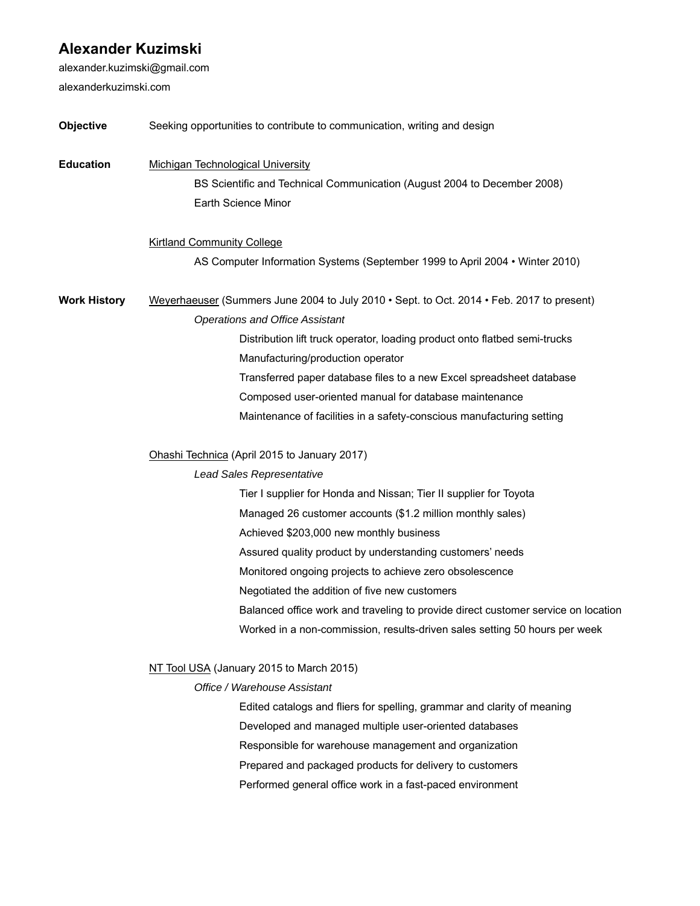# Alexander Kuzimski

alexander.kuzimski@gmail.com

alexanderkuzimski.com

**Objective**

Seeking opportunities to contribute to communication, writing and design

**Education**

Michigan Technological University

BS Scientific and Technical Communication (August 2004 to December 2008)

Earth Science Minor

Kirtland Community College

AS Computer Information Systems (September 1999 to April 2004 • Winter 2010)

**Work History**

Weyerhaeuser (Summers June 2004 to July 2010 • Sept. to Oct. 2014 • Feb. 2017 to present)

*Operations and Office Assistant*

- Distribution lift truck operator, loading product onto flatbed semi-trucks
- Manufacturing/production operator
- Transferred paper database files to a new Excel spreadsheet database
- Composed user-oriented manual for database maintenance
- Maintenance of facilities in a safety-conscious manufacturing setting

Ohashi Technica (April 2015 to January 2017)

*Lead Sales Representative*

- Tier I supplier for Honda and Nissan; Tier II supplier for Toyota
- Managed 26 customer accounts ($1.2 million monthly sales)
- Achieved $203,000 new monthly business
- Assured quality product by understanding customers' needs
- Monitored ongoing projects to achieve zero obsolescence
- Negotiated the addition of five new customers
- Balanced office work and traveling to provide direct customer service on location
- Worked in a non-commission, results-driven sales setting 50 hours per week

NT Tool USA (January 2015 to March 2015)

*Office / Warehouse Assistant*

- Edited catalogs and fliers for spelling, grammar and clarity of meaning
- Developed and managed multiple user-oriented databases
- Responsible for warehouse management and organization
- Prepared and packaged products for delivery to customers
- Performed general office work in a fast-paced environment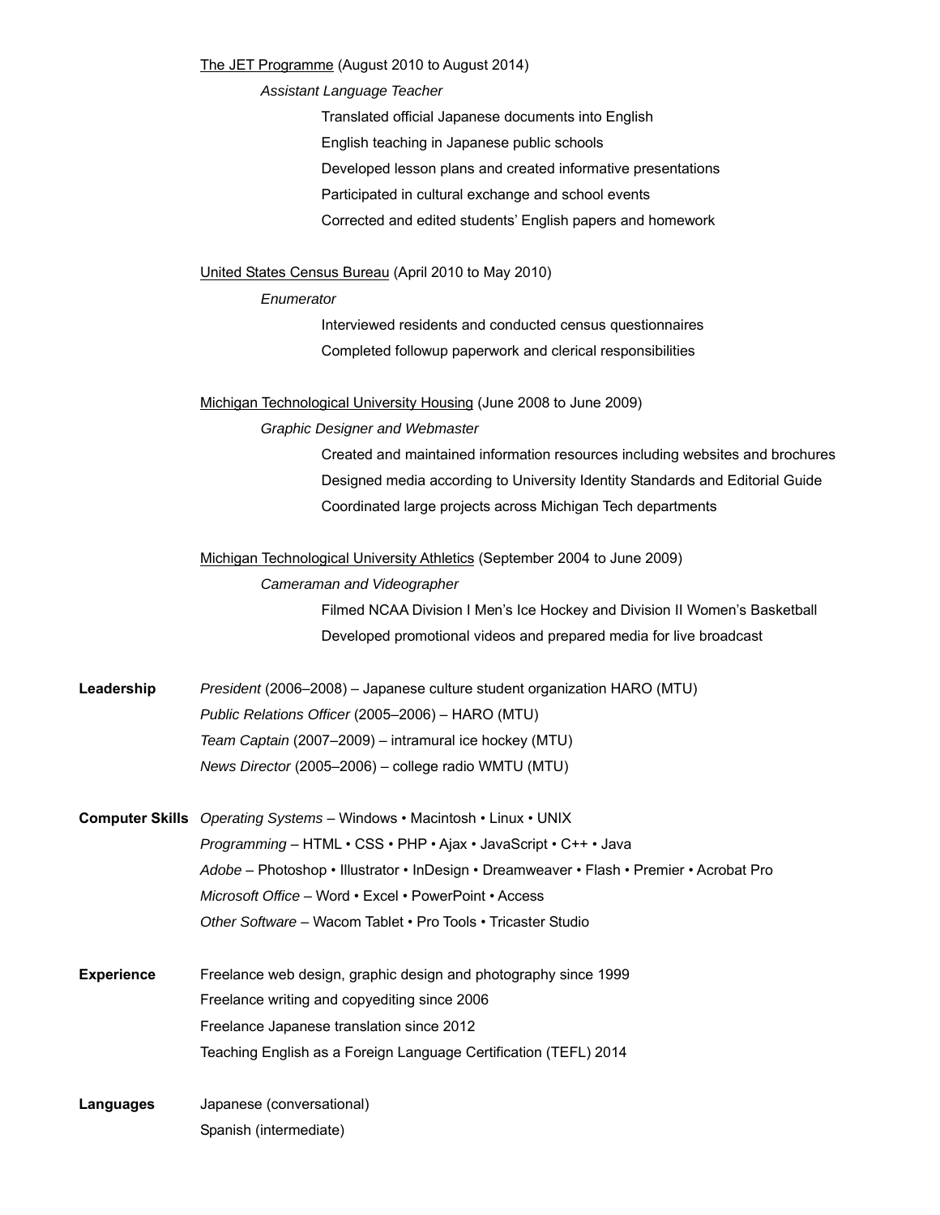<u>The JET Programme</u> (August 2010 to August 2014)

*Assistant Language Teacher*

- Translated official Japanese documents into English
- English teaching in Japanese public schools
- Developed lesson plans and created informative presentations
- Participated in cultural exchange and school events
- Corrected and edited students' English papers and homework

<u>United States Census Bureau</u> (April 2010 to May 2010)

*Enumerator*

- Interviewed residents and conducted census questionnaires
- Completed followup paperwork and clerical responsibilities

<u>Michigan Technological University Housing</u> (June 2008 to June 2009)

*Graphic Designer and Webmaster*

- Created and maintained information resources including websites and brochures
- Designed media according to University Identity Standards and Editorial Guide
- Coordinated large projects across Michigan Tech departments

<u>Michigan Technological University Athletics</u> (September 2004 to June 2009)

*Cameraman and Videographer*

- Filmed NCAA Division I Men's Ice Hockey and Division II Women's Basketball
- Developed promotional videos and prepared media for live broadcast

**Leadership**

*President* (2006–2008) – Japanese culture student organization HARO (MTU)
*Public Relations Officer* (2005–2006) – HARO (MTU)
*Team Captain* (2007–2009) – intramural ice hockey (MTU)
*News Director* (2005–2006) – college radio WMTU (MTU)

**Computer Skills**

*Operating Systems* – Windows • Macintosh • Linux • UNIX
*Programming* – HTML • CSS • PHP • Ajax • JavaScript • C++ • Java
*Adobe* – Photoshop • Illustrator • InDesign • Dreamweaver • Flash • Premier • Acrobat Pro
*Microsoft Office* – Word • Excel • PowerPoint • Access
*Other Software* – Wacom Tablet • Pro Tools • Tricaster Studio

**Experience**

Freelance web design, graphic design and photography since 1999
Freelance writing and copyediting since 2006
Freelance Japanese translation since 2012
Teaching English as a Foreign Language Certification (TEFL) 2014

**Languages**

Japanese (conversational)
Spanish (intermediate)